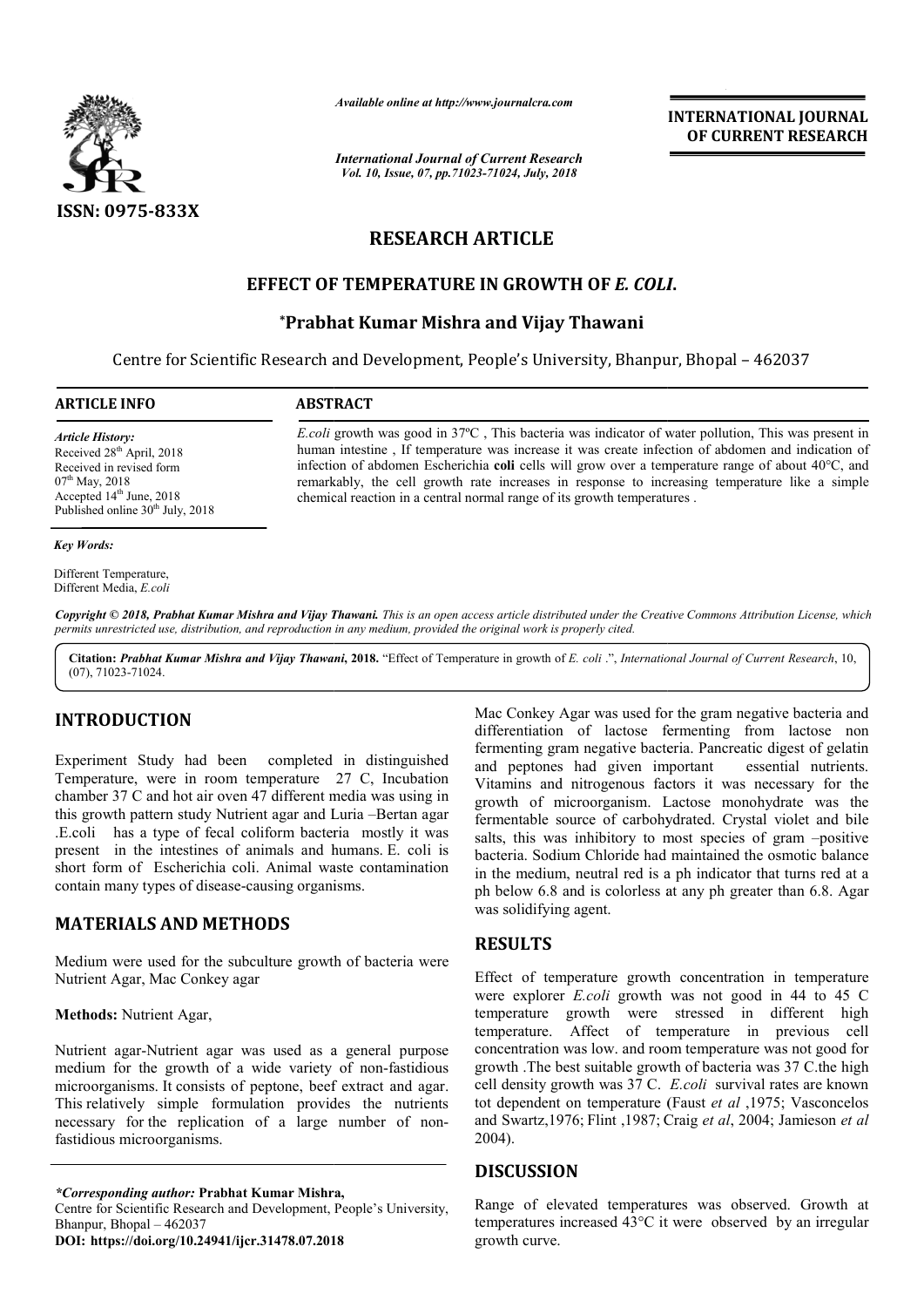# RESEARCH ARTICLE

## EFFECT OF TEMPERATURE IN GROWTH OF *E. COLI*.

**\*Prabhat Kumar Mishra and Vijay Thawani**

Centre for Scientific Research and Development, People's University, Bhanpur, Bhopal – 462037

### ARTICLE INFO

*Article History:*
Received 28th April, 2018
Received in revised form
07th May, 2018
Accepted 14th June, 2018
Published online 30th July, 2018

*Key Words:*

Different Temperature,
Different Media, *E.coli*

### ABSTRACT

*E.coli* growth was good in 37ºC , This bacteria was indicator of water pollution, This was present in human intestine , If temperature was increase it was create infection of abdomen and indication of infection of abdomen Escherichia **coli** cells will grow over a temperature range of about 40°C, and remarkably, the cell growth rate increases in response to increasing temperature like a simple chemical reaction in a central normal range of its growth temperatures .

*Copyright © 2018, Prabhat Kumar Mishra and Vijay Thawani. This is an open access article distributed under the Creative Commons Attribution License, which permits unrestricted use, distribution, and reproduction in any medium, provided the original work is properly cited.*

**Citation:** ***Prabhat Kumar Mishra and Vijay Thawani*, 2018.** "Effect of Temperature in growth of *E. coli* .", *International Journal of Current Research*, 10, (07), 71023-71024.

## INTRODUCTION

Experiment Study had been completed in distinguished Temperature, were in room temperature 27 C, Incubation chamber 37 C and hot air oven 47 different media was using in this growth pattern study Nutrient agar and Luria –Bertan agar .E.coli has a type of fecal coliform bacteria mostly it was present in the intestines of animals and humans. E. coli is short form of Escherichia coli. Animal waste contamination contain many types of disease-causing organisms.

## MATERIALS AND METHODS

Medium were used for the subculture growth of bacteria were Nutrient Agar, Mac Conkey agar

**Methods:** Nutrient Agar,

Nutrient agar-Nutrient agar was used as a general purpose medium for the growth of a wide variety of non-fastidious microorganisms. It consists of peptone, beef extract and agar. This relatively simple formulation provides the nutrients necessary for the replication of a large number of non-fastidious microorganisms.

Mac Conkey Agar was used for the gram negative bacteria and differentiation of lactose fermenting from lactose non fermenting gram negative bacteria. Pancreatic digest of gelatin and peptones had given important essential nutrients. Vitamins and nitrogenous factors it was necessary for the growth of microorganism. Lactose monohydrate was the fermentable source of carbohydrated. Crystal violet and bile salts, this was inhibitory to most species of gram –positive bacteria. Sodium Chloride had maintained the osmotic balance in the medium, neutral red is a ph indicator that turns red at a ph below 6.8 and is colorless at any ph greater than 6.8. Agar was solidifying agent.

## RESULTS

Effect of temperature growth concentration in temperature were explorer *E.coli* growth was not good in 44 to 45 C temperature growth were stressed in different high temperature. Affect of temperature in previous cell concentration was low. and room temperature was not good for growth .The best suitable growth of bacteria was 37 C.the high cell density growth was 37 C. *E.coli* survival rates are known tot dependent on temperature (Faust *et al* ,1975; Vasconcelos and Swartz,1976; Flint ,1987; Craig *et al*, 2004; Jamieson *et al* 2004).

## DISCUSSION

Range of elevated temperatures was observed. Growth at temperatures increased 43°C it were observed by an irregular growth curve.

*\*Corresponding author:* **Prabhat Kumar Mishra,**
Centre for Scientific Research and Development, People's University, Bhanpur, Bhopal – 462037
**DOI: https://doi.org/10.24941/ijcr.31478.07.2018**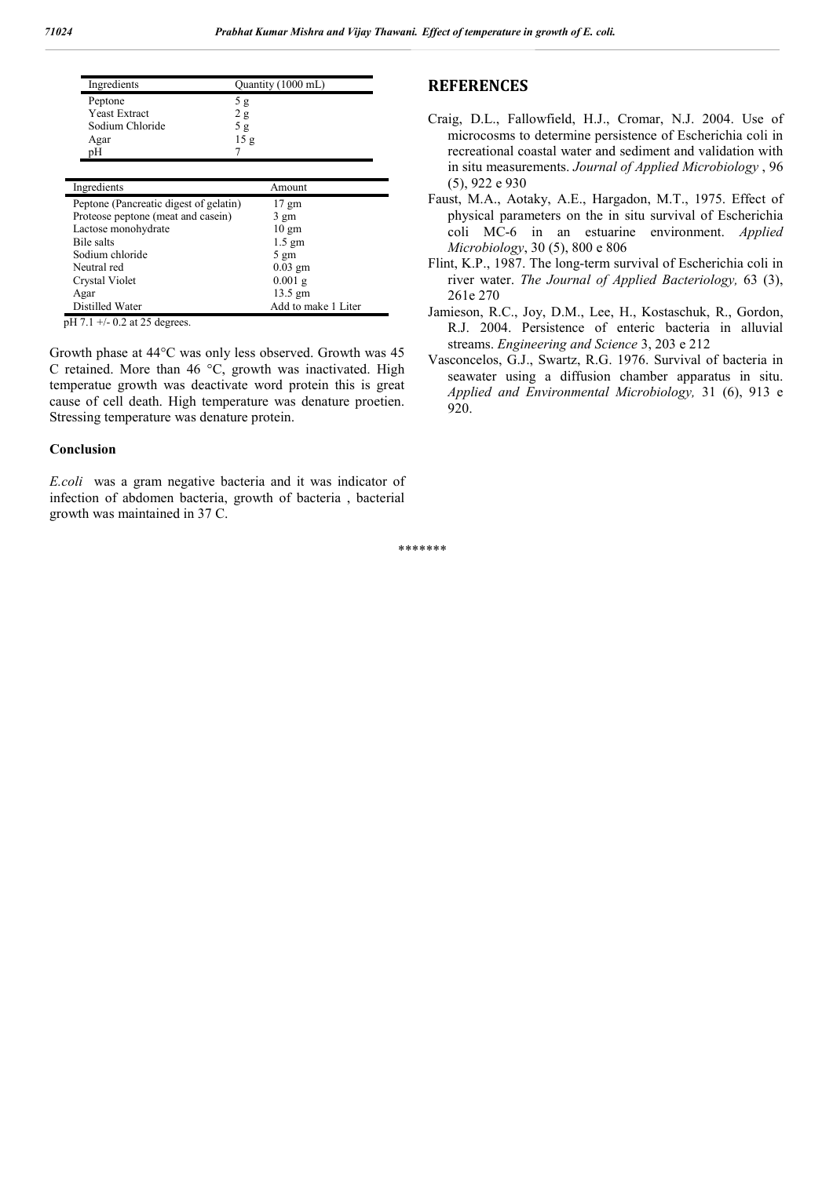| Ingredients | Quantity (1000 mL) |
|---|---|
| Peptone | 5 g |
| Yeast Extract | 2 g |
| Sodium Chloride | 5 g |
| Agar | 15 g |
| pH | 7 |

| Ingredients | Amount |
|---|---|
| Peptone (Pancreatic digest of gelatin) | 17 gm |
| Proteose peptone (meat and casein) | 3 gm |
| Lactose monohydrate | 10 gm |
| Bile salts | 1.5 gm |
| Sodium chloride | 5 gm |
| Neutral red | 0.03 gm |
| Crystal Violet | 0.001 g |
| Agar | 13.5 gm |
| Distilled Water | Add to make 1 Liter |

pH 7.1 +/- 0.2 at 25 degrees.

Growth phase at 44°C was only less observed. Growth was 45 C retained. More than 46 °C, growth was inactivated. High temperatue growth was deactivate word protein this is great cause of cell death. High temperature was denature proetien. Stressing temperature was denature protein.

### Conclusion

*E.coli* was a gram negative bacteria and it was indicator of infection of abdomen bacteria, growth of bacteria , bacterial growth was maintained in 37 C.

## REFERENCES

Craig, D.L., Fallowfield, H.J., Cromar, N.J. 2004. Use of microcosms to determine persistence of Escherichia coli in recreational coastal water and sediment and validation with in situ measurements. *Journal of Applied Microbiology* , 96 (5), 922 e 930

Faust, M.A., Aotaky, A.E., Hargadon, M.T., 1975. Effect of physical parameters on the in situ survival of Escherichia coli MC-6 in an estuarine environment. *Applied Microbiology*, 30 (5), 800 e 806

Flint, K.P., 1987. The long-term survival of Escherichia coli in river water. *The Journal of Applied Bacteriology,* 63 (3), 261e 270

Jamieson, R.C., Joy, D.M., Lee, H., Kostaschuk, R., Gordon, R.J. 2004. Persistence of enteric bacteria in alluvial streams. *Engineering and Science* 3, 203 e 212

Vasconcelos, G.J., Swartz, R.G. 1976. Survival of bacteria in seawater using a diffusion chamber apparatus in situ. *Applied and Environmental Microbiology,* 31 (6), 913 e 920.

\*\*\*\*\*\*\*